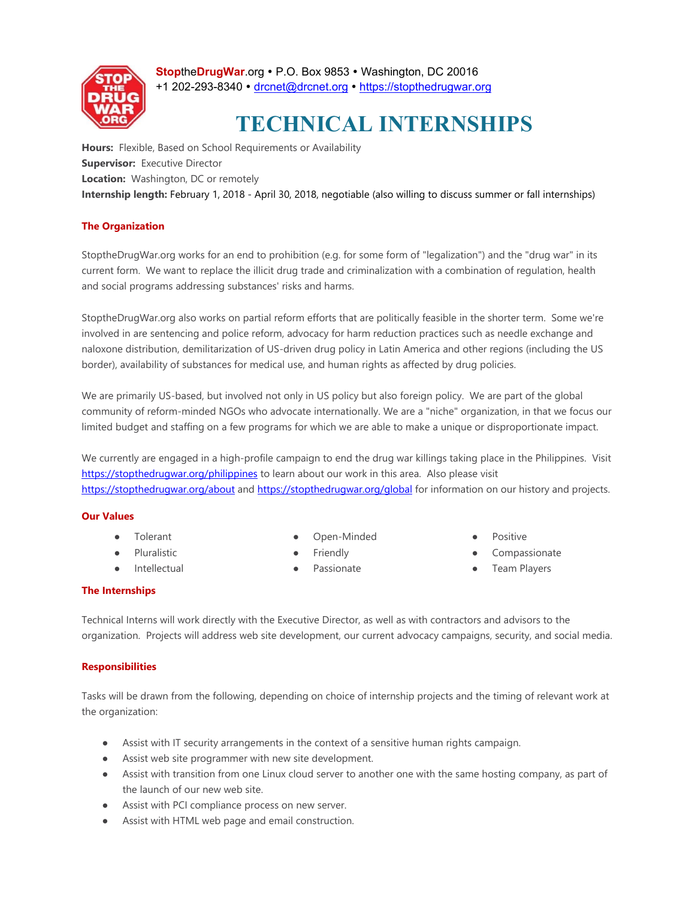**StoptheDrugWar**.org • P.O. Box 9853 • Washington, DC 20016
+1 202-293-8340 • drcnet@drcnet.org • https://stopthedrugwar.org

# TECHNICAL INTERNSHIPS

**Hours:** Flexible, Based on School Requirements or Availability
**Supervisor:** Executive Director
**Location:** Washington, DC or remotely
**Internship length:** February 1, 2018 - April 30, 2018, negotiable (also willing to discuss summer or fall internships)

## The Organization

StoptheDrugWar.org works for an end to prohibition (e.g. for some form of "legalization") and the "drug war" in its current form. We want to replace the illicit drug trade and criminalization with a combination of regulation, health and social programs addressing substances' risks and harms.

StoptheDrugWar.org also works on partial reform efforts that are politically feasible in the shorter term. Some we're involved in are sentencing and police reform, advocacy for harm reduction practices such as needle exchange and naloxone distribution, demilitarization of US-driven drug policy in Latin America and other regions (including the US border), availability of substances for medical use, and human rights as affected by drug policies.

We are primarily US-based, but involved not only in US policy but also foreign policy. We are part of the global community of reform-minded NGOs who advocate internationally. We are a "niche" organization, in that we focus our limited budget and staffing on a few programs for which we are able to make a unique or disproportionate impact.

We currently are engaged in a high-profile campaign to end the drug war killings taking place in the Philippines. Visit https://stopthedrugwar.org/philippines to learn about our work in this area. Also please visit https://stopthedrugwar.org/about and https://stopthedrugwar.org/global for information on our history and projects.

## Our Values

- Tolerant
- Pluralistic
- Intellectual
- Open-Minded
- Friendly
- Passionate
- Positive
- Compassionate
- Team Players

## The Internships

Technical Interns will work directly with the Executive Director, as well as with contractors and advisors to the organization. Projects will address web site development, our current advocacy campaigns, security, and social media.

## Responsibilities

Tasks will be drawn from the following, depending on choice of internship projects and the timing of relevant work at the organization:

- Assist with IT security arrangements in the context of a sensitive human rights campaign.
- Assist web site programmer with new site development.
- Assist with transition from one Linux cloud server to another one with the same hosting company, as part of the launch of our new web site.
- Assist with PCI compliance process on new server.
- Assist with HTML web page and email construction.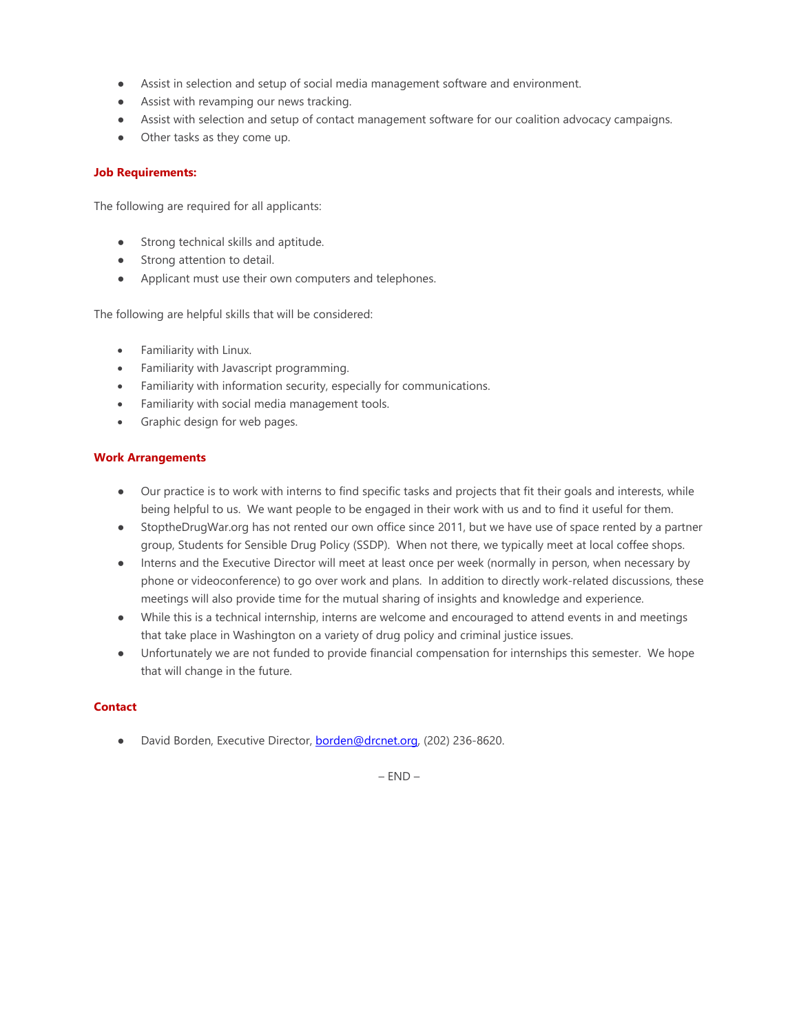- Assist in selection and setup of social media management software and environment.
- Assist with revamping our news tracking.
- Assist with selection and setup of contact management software for our coalition advocacy campaigns.
- Other tasks as they come up.

### Job Requirements:

The following are required for all applicants:

- Strong technical skills and aptitude.
- Strong attention to detail.
- Applicant must use their own computers and telephones.

The following are helpful skills that will be considered:

- Familiarity with Linux.
- Familiarity with Javascript programming.
- Familiarity with information security, especially for communications.
- Familiarity with social media management tools.
- Graphic design for web pages.

### Work Arrangements

- Our practice is to work with interns to find specific tasks and projects that fit their goals and interests, while being helpful to us. We want people to be engaged in their work with us and to find it useful for them.
- StoptheDrugWar.org has not rented our own office since 2011, but we have use of space rented by a partner group, Students for Sensible Drug Policy (SSDP). When not there, we typically meet at local coffee shops.
- Interns and the Executive Director will meet at least once per week (normally in person, when necessary by phone or videoconference) to go over work and plans. In addition to directly work-related discussions, these meetings will also provide time for the mutual sharing of insights and knowledge and experience.
- While this is a technical internship, interns are welcome and encouraged to attend events in and meetings that take place in Washington on a variety of drug policy and criminal justice issues.
- Unfortunately we are not funded to provide financial compensation for internships this semester. We hope that will change in the future.

### Contact

- David Borden, Executive Director, borden@drcnet.org, (202) 236-8620.

– END –